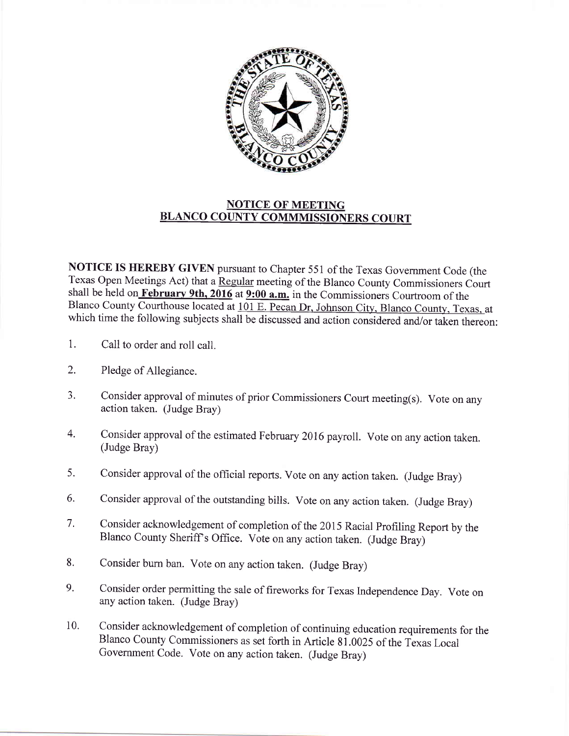## NOTICE OF MEETING
## BLANCO COUNTY COMMMISSIONERS COURT

**NOTICE IS HEREBY GIVEN** pursuant to Chapter 551 of the Texas Government Code (the Texas Open Meetings Act) that a Regular meeting of the Blanco County Commissioners Court shall be held on **February 9th, 2016** at **9:00 a.m.** in the Commissioners Courtroom of the Blanco County Courthouse located at 101 E. Pecan Dr, Johnson City, Blanco County, Texas, at which time the following subjects shall be discussed and action considered and/or taken thereon:

1. Call to order and roll call.

2. Pledge of Allegiance.

3. Consider approval of minutes of prior Commissioners Court meeting(s). Vote on any action taken. (Judge Bray)

4. Consider approval of the estimated February 2016 payroll. Vote on any action taken. (Judge Bray)

5. Consider approval of the official reports. Vote on any action taken. (Judge Bray)

6. Consider approval of the outstanding bills. Vote on any action taken. (Judge Bray)

7. Consider acknowledgement of completion of the 2015 Racial Profiling Report by the Blanco County Sheriff's Office. Vote on any action taken. (Judge Bray)

8. Consider burn ban. Vote on any action taken. (Judge Bray)

9. Consider order permitting the sale of fireworks for Texas Independence Day. Vote on any action taken. (Judge Bray)

10. Consider acknowledgement of completion of continuing education requirements for the Blanco County Commissioners as set forth in Article 81.0025 of the Texas Local Government Code. Vote on any action taken. (Judge Bray)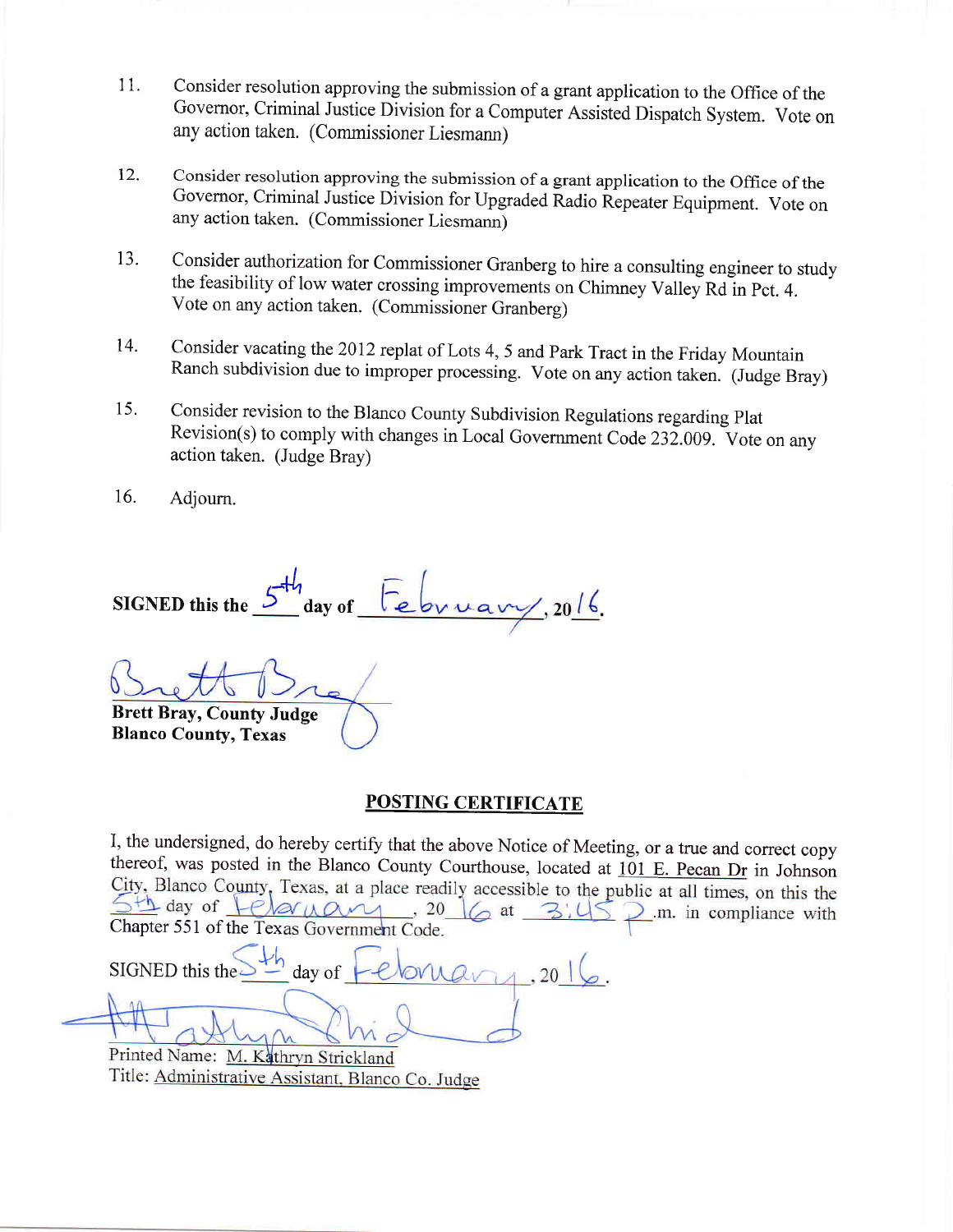11. Consider resolution approving the submission of a grant application to the Office of the Governor, Criminal Justice Division for a Computer Assisted Dispatch System. Vote on any action taken. (Commissioner Liesmann)

12. Consider resolution approving the submission of a grant application to the Office of the Governor, Criminal Justice Division for Upgraded Radio Repeater Equipment. Vote on any action taken. (Commissioner Liesmann)

13. Consider authorization for Commissioner Granberg to hire a consulting engineer to study the feasibility of low water crossing improvements on Chimney Valley Rd in Pct. 4. Vote on any action taken. (Commissioner Granberg)

14. Consider vacating the 2012 replat of Lots 4, 5 and Park Tract in the Friday Mountain Ranch subdivision due to improper processing. Vote on any action taken. (Judge Bray)

15. Consider revision to the Blanco County Subdivision Regulations regarding Plat Revision(s) to comply with changes in Local Government Code 232.009. Vote on any action taken. (Judge Bray)

16. Adjourn.

**SIGNED this the** 5th **day of** February**, 20**16.

Brett Bray

**Brett Bray, County Judge**
**Blanco County, Texas**

## POSTING CERTIFICATE

I, the undersigned, do hereby certify that the above Notice of Meeting, or a true and correct copy thereof, was posted in the Blanco County Courthouse, located at 101 E. Pecan Dr in Johnson City, Blanco County, Texas, at a place readily accessible to the public at all times, on this the 5th day of February, 2016 at 3:45 p.m. in compliance with Chapter 551 of the Texas Government Code.

SIGNED this the 5th day of February, 2016.

M. Kathryn Strickland

Printed Name: M. Kathryn Strickland
Title: Administrative Assistant, Blanco Co. Judge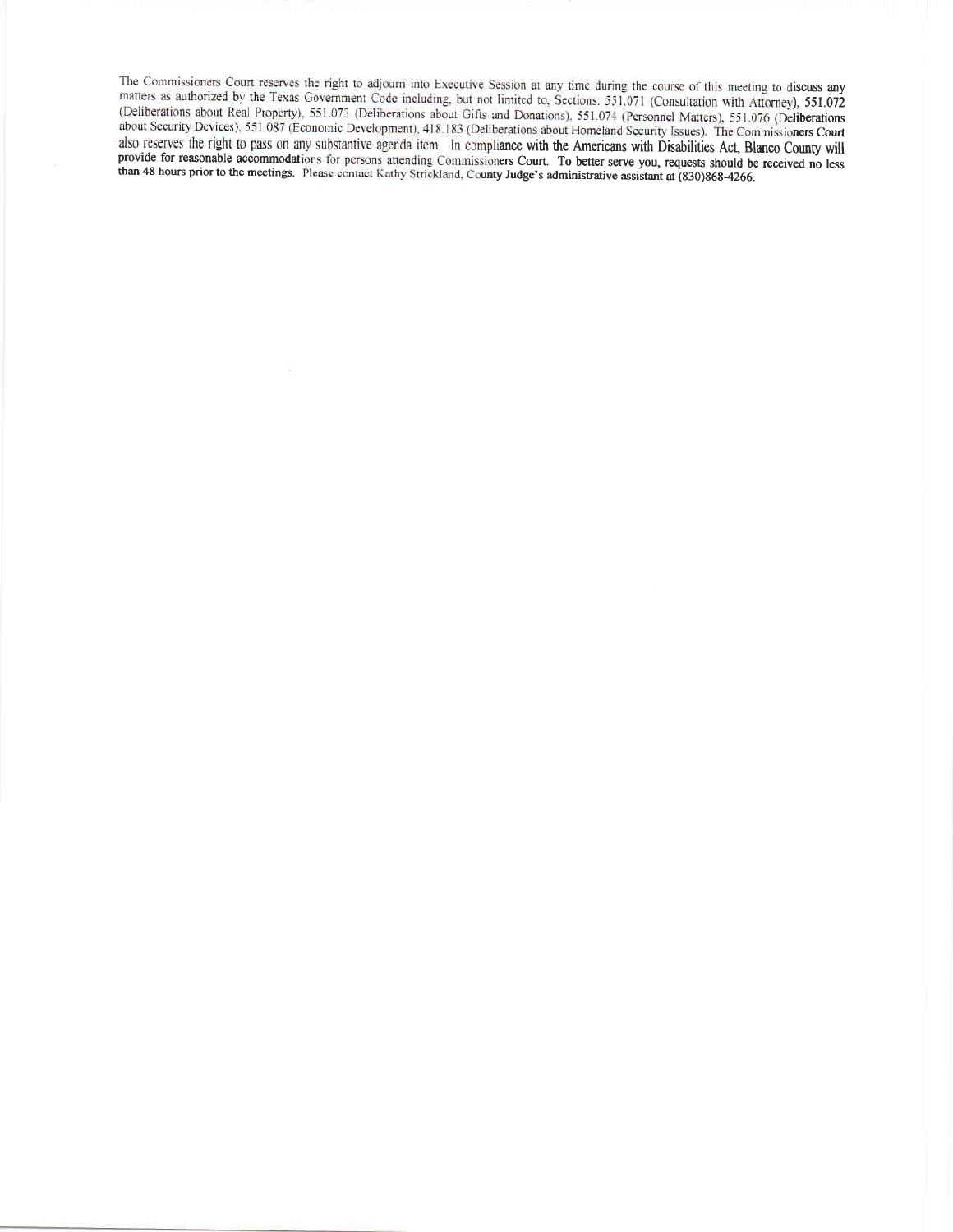The Commissioners Court reserves the right to adjourn into Executive Session at any time during the course of this meeting to discuss any matters as authorized by the Texas Government Code including, but not limited to, Sections: 551.071 (Consultation with Attorney), 551.072 (Deliberations about Real Property), 551.073 (Deliberations about Gifts and Donations), 551.074 (Personnel Matters), 551.076 (Deliberations about Security Devices), 551.087 (Economic Development), 418.183 (Deliberations about Homeland Security Issues). The Commissioners Court also reserves the right to pass on any substantive agenda item. In compliance with the Americans with Disabilities Act, Blanco County will provide for reasonable accommodations for persons attending Commissioners Court. To better serve you, requests should be received no less than 48 hours prior to the meetings. Please contact Kathy Strickland, County Judge's administrative assistant at (830)868-4266.